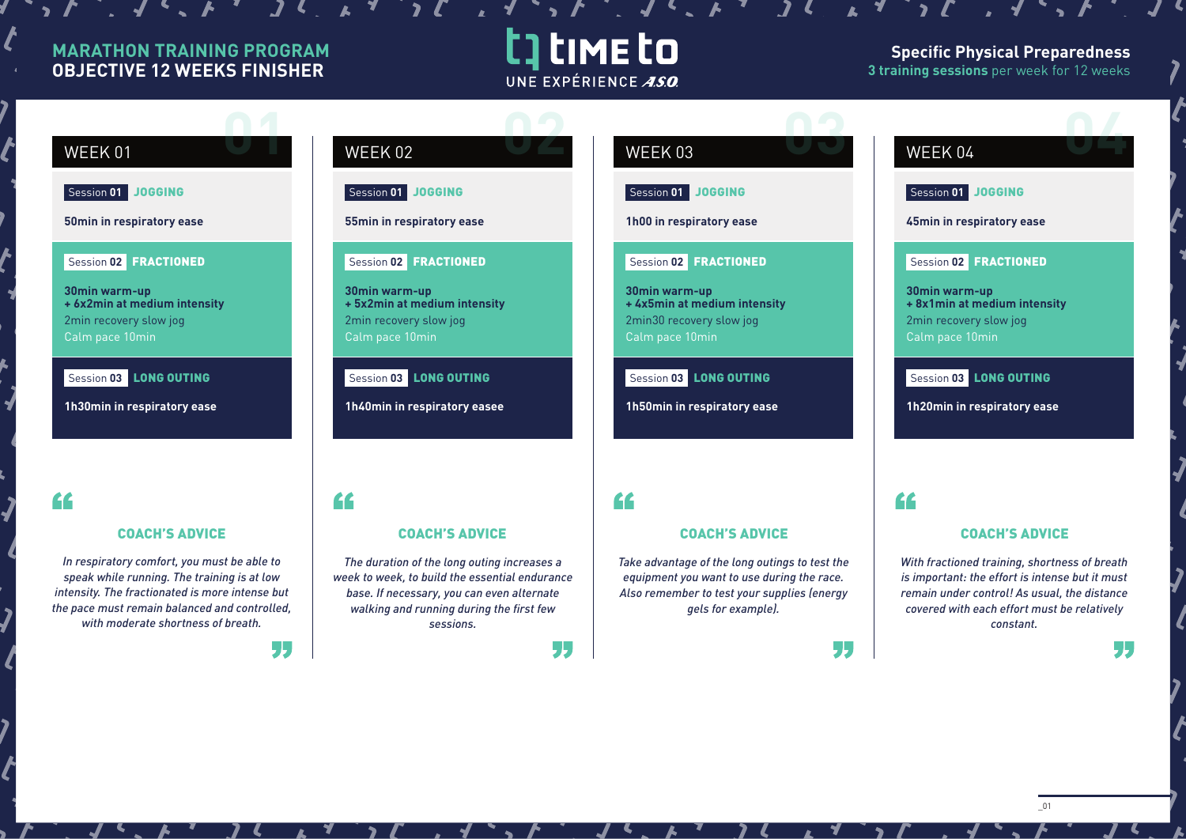# MARATHON TRAINING PROGRAM
## OBJECTIVE 12 WEEKS FINISHER

TIME TO — UNE EXPÉRIENCE A.S.O.

**Specific Physical Preparedness**
**3 training sessions** per week for 12 weeks

## WEEK 01

**Session 01 JOGGING**

**50min in respiratory ease**

**Session 02 FRACTIONED**

**30min warm-up**
**+ 6x2min at medium intensity**
2min recovery slow jog
Calm pace 10min

**Session 03 LONG OUTING**

**1h30min in respiratory ease**

### COACH'S ADVICE

*In respiratory comfort, you must be able to speak while running. The training is at low intensity. The fractionated is more intense but the pace must remain balanced and controlled, with moderate shortness of breath.*

## WEEK 02

**Session 01 JOGGING**

**55min in respiratory ease**

**Session 02 FRACTIONED**

**30min warm-up**
**+ 5x2min at medium intensity**
2min recovery slow jog
Calm pace 10min

**Session 03 LONG OUTING**

**1h40min in respiratory easee**

### COACH'S ADVICE

*The duration of the long outing increases a week to week, to build the essential endurance base. If necessary, you can even alternate walking and running during the first few sessions.*

## WEEK 03

**Session 01 JOGGING**

**1h00 in respiratory ease**

**Session 02 FRACTIONED**

**30min warm-up**
**+ 4x5min at medium intensity**
2min30 recovery slow jog
Calm pace 10min

**Session 03 LONG OUTING**

**1h50min in respiratory ease**

### COACH'S ADVICE

*Take advantage of the long outings to test the equipment you want to use during the race. Also remember to test your supplies (energy gels for example).*

## WEEK 04

**Session 01 JOGGING**

**45min in respiratory ease**

**Session 02 FRACTIONED**

**30min warm-up**
**+ 8x1min at medium intensity**
2min recovery slow jog
Calm pace 10min

**Session 03 LONG OUTING**

**1h20min in respiratory ease**

### COACH'S ADVICE

*With fractioned training, shortness of breath is important: the effort is intense but it must remain under control! As usual, the distance covered with each effort must be relatively constant.*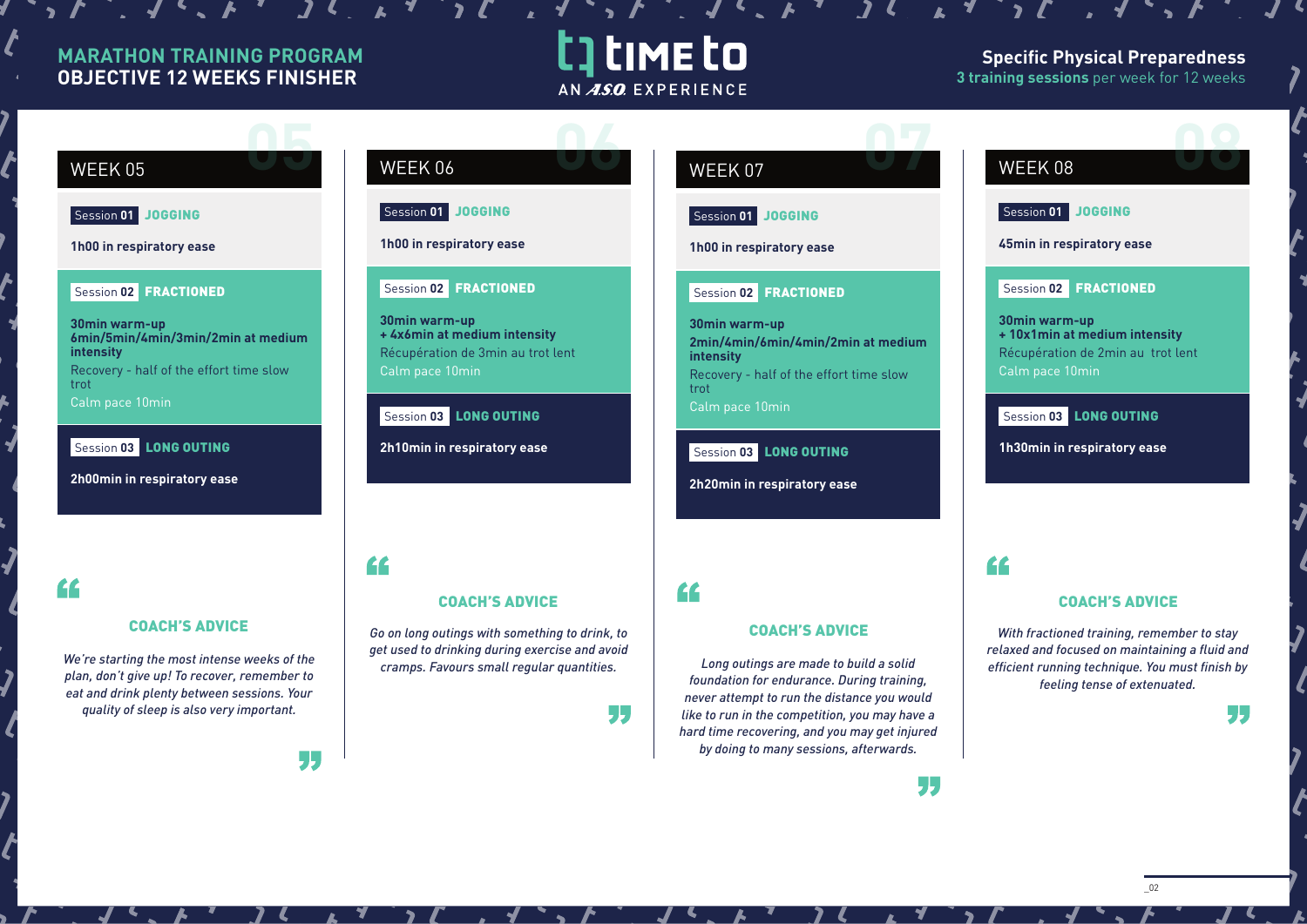**MARATHON TRAINING PROGRAM**
**OBJECTIVE 12 WEEKS FINISHER**

**Specific Physical Preparedness**
**3 training sessions** per week for 12 weeks

## WEEK 05

**Session 01 JOGGING**

**1h00 in respiratory ease**

**Session 02 FRACTIONED**

**30min warm-up**
**6min/5min/4min/3min/2min at medium intensity**
Recovery - half of the effort time slow trot
Calm pace 10min

**Session 03 LONG OUTING**

**2h00min in respiratory ease**

### COACH'S ADVICE

*We're starting the most intense weeks of the plan, don't give up! To recover, remember to eat and drink plenty between sessions. Your quality of sleep is also very important.*

## WEEK 06

**Session 01 JOGGING**

**1h00 in respiratory ease**

**Session 02 FRACTIONED**

**30min warm-up**
**+ 4x6min at medium intensity**
Récupération de 3min au trot lent
Calm pace 10min

**Session 03 LONG OUTING**

**2h10min in respiratory ease**

### COACH'S ADVICE

*Go on long outings with something to drink, to get used to drinking during exercise and avoid cramps. Favours small regular quantities.*

## WEEK 07

**Session 01 JOGGING**

**1h00 in respiratory ease**

**Session 02 FRACTIONED**

**30min warm-up**
**2min/4min/6min/4min/2min at medium intensity**
Recovery - half of the effort time slow trot
Calm pace 10min

**Session 03 LONG OUTING**

**2h20min in respiratory ease**

### COACH'S ADVICE

*Long outings are made to build a solid foundation for endurance. During training, never attempt to run the distance you would like to run in the competition, you may have a hard time recovering, and you may get injured by doing to many sessions, afterwards.*

## WEEK 08

**Session 01 JOGGING**

**45min in respiratory ease**

**Session 02 FRACTIONED**

**30min warm-up**
**+ 10x1min at medium intensity**
Récupération de 2min au trot lent
Calm pace 10min

**Session 03 LONG OUTING**

**1h30min in respiratory ease**

### COACH'S ADVICE

*With fractioned training, remember to stay relaxed and focused on maintaining a fluid and efficient running technique. You must finish by feeling tense of extenuated.*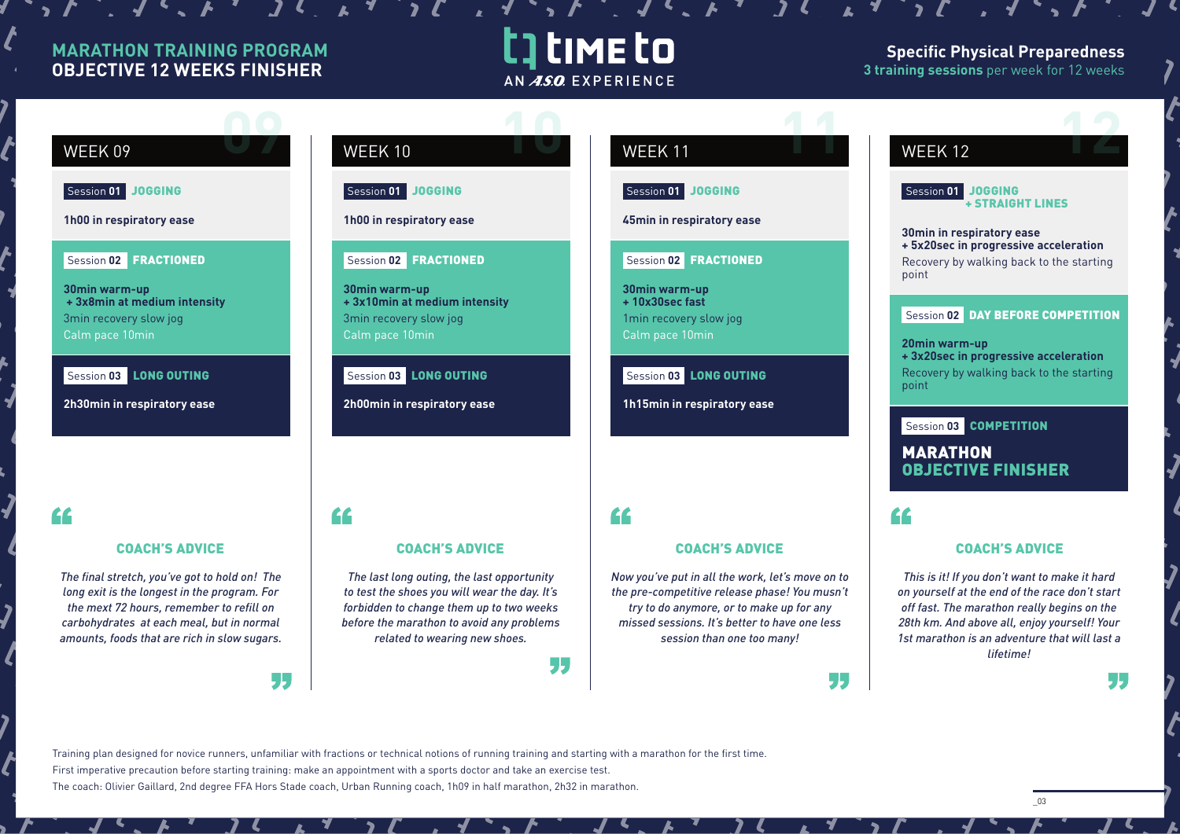# MARATHON TRAINING PROGRAM
# OBJECTIVE 12 WEEKS FINISHER

TIME TO — AN A.S.O. EXPERIENCE

**Specific Physical Preparedness**
**3 training sessions** per week for 12 weeks

## WEEK 09

**Session 01** JOGGING

**1h00 in respiratory ease**

**Session 02** FRACTIONED

**30min warm-up**
**+ 3x8min at medium intensity**
3min recovery slow jog
Calm pace 10min

**Session 03** LONG OUTING

**2h30min in respiratory ease**

### COACH'S ADVICE

*The final stretch, you've got to hold on! The long exit is the longest in the program. For the mext 72 hours, remember to refill on carbohydrates at each meal, but in normal amounts, foods that are rich in slow sugars.*

## WEEK 10

**Session 01** JOGGING

**1h00 in respiratory ease**

**Session 02** FRACTIONED

**30min warm-up**
**+ 3x10min at medium intensity**
3min recovery slow jog
Calm pace 10min

**Session 03** LONG OUTING

**2h00min in respiratory ease**

### COACH'S ADVICE

*The last long outing, the last opportunity to test the shoes you will wear the day. It's forbidden to change them up to two weeks before the marathon to avoid any problems related to wearing new shoes.*

## WEEK 11

**Session 01** JOGGING

**45min in respiratory ease**

**Session 02** FRACTIONED

**30min warm-up**
**+ 10x30sec fast**
1min recovery slow jog
Calm pace 10min

**Session 03** LONG OUTING

**1h15min in respiratory ease**

### COACH'S ADVICE

*Now you've put in all the work, let's move on to the pre-competitive release phase! You musn't try to do anymore, or to make up for any missed sessions. It's better to have one less session than one too many!*

## WEEK 12

**Session 01** JOGGING + STRAIGHT LINES

**30min in respiratory ease**
**+ 5x20sec in progressive acceleration**
Recovery by walking back to the starting point

**Session 02** DAY BEFORE COMPETITION

**20min warm-up**
**+ 3x20sec in progressive acceleration**
Recovery by walking back to the starting point

**Session 03** COMPETITION

**MARATHON OBJECTIVE FINISHER**

### COACH'S ADVICE

*This is it! If you don't want to make it hard on yourself at the end of the race don't start off fast. The marathon really begins on the 28th km. And above all, enjoy yourself! Your 1st marathon is an adventure that will last a lifetime!*

Training plan designed for novice runners, unfamiliar with fractions or technical notions of running training and starting with a marathon for the first time.
First imperative precaution before starting training: make an appointment with a sports doctor and take an exercise test.
The coach: Olivier Gaillard, 2nd degree FFA Hors Stade coach, Urban Running coach, 1h09 in half marathon, 2h32 in marathon.